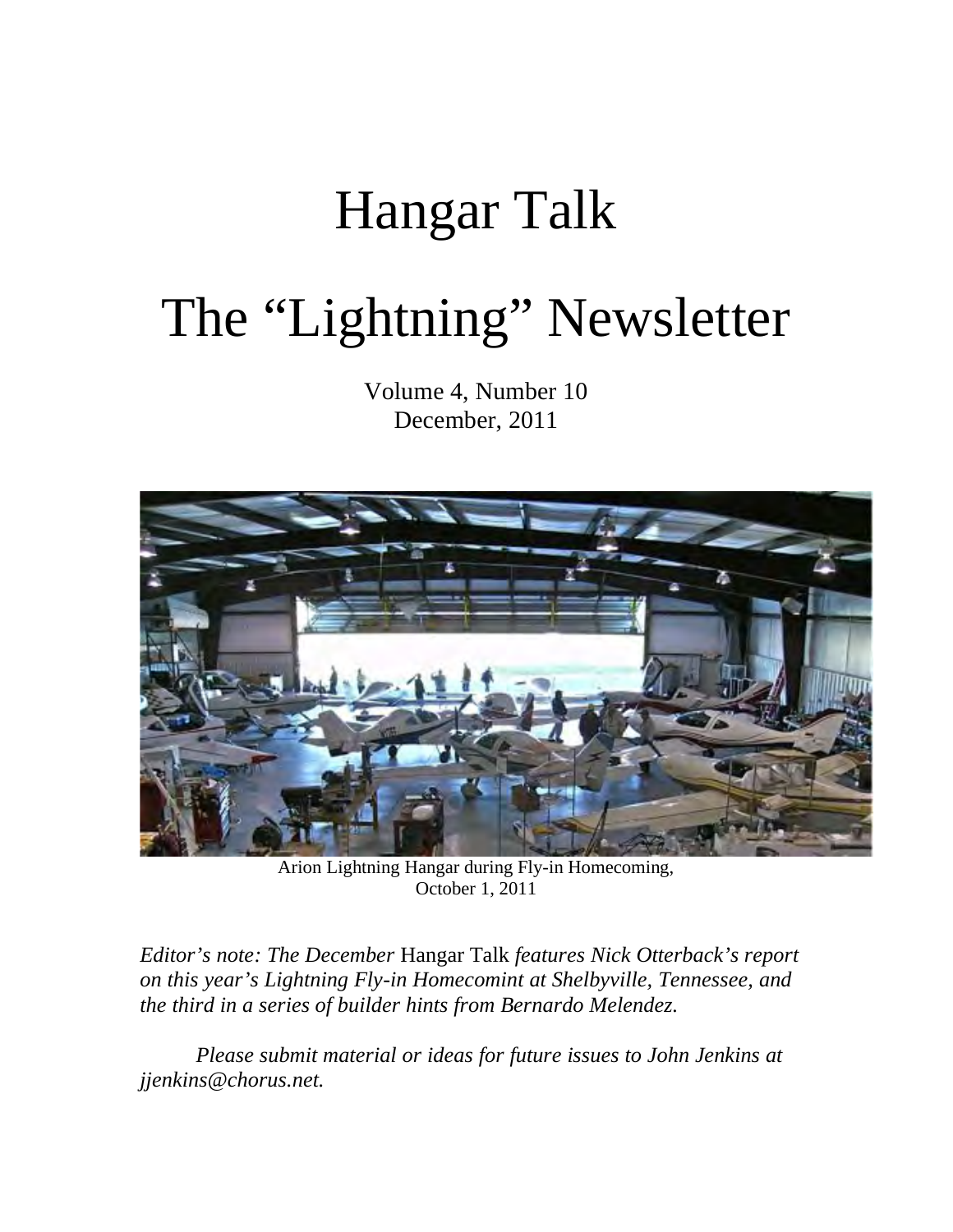# Hangar Talk

# The "Lightning" Newsletter

Volume 4, Number 10
December, 2011

Arion Lightning Hangar during Fly-in Homecoming,
October 1, 2011

*Editor's note: The December* Hangar Talk *features Nick Otterback's report on this year's Lightning Fly-in Homecomint at Shelbyville, Tennessee, and the third in a series of builder hints from Bernardo Melendez.*

*Please submit material or ideas for future issues to John Jenkins at jjenkins@chorus.net.*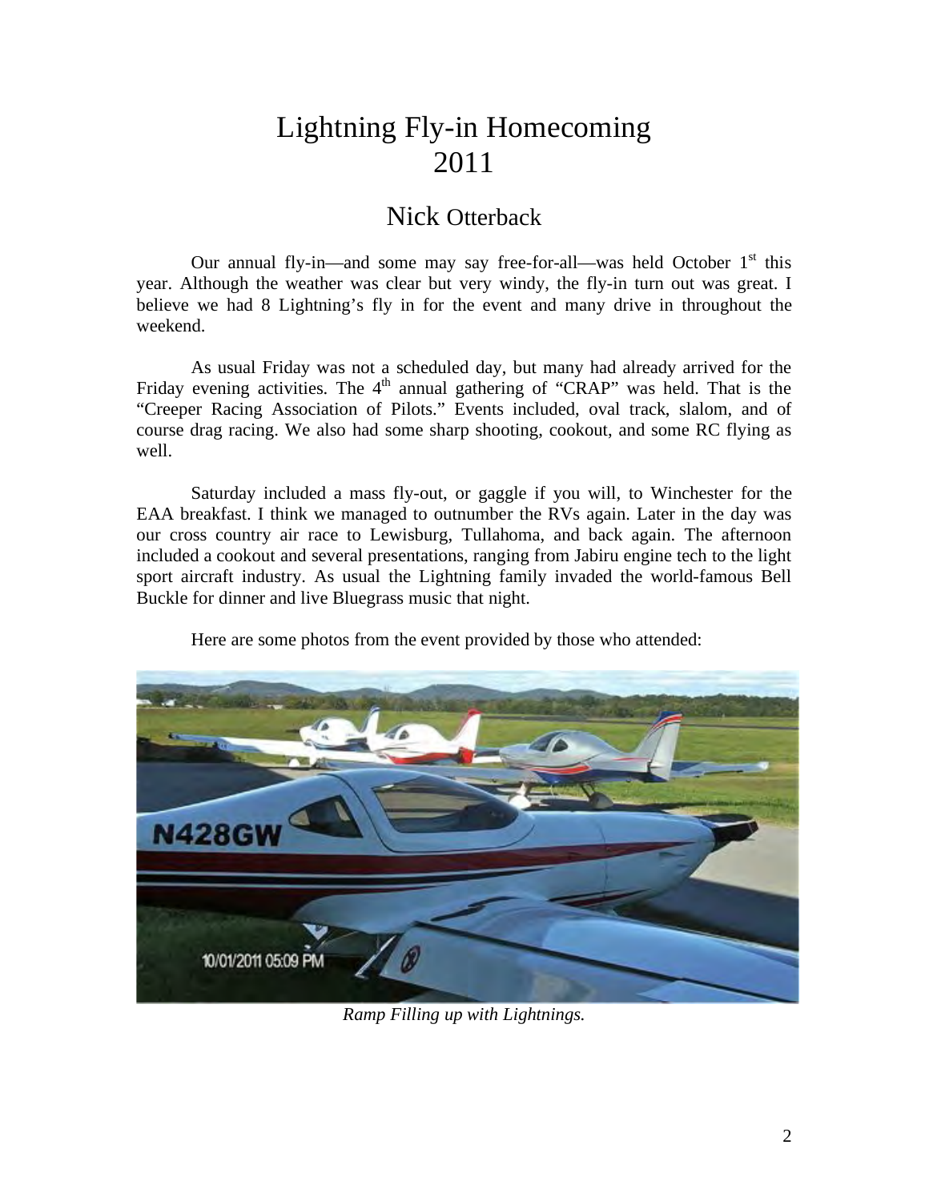# Lightning Fly-in Homecoming 2011

## Nick Otterback

Our annual fly-in—and some may say free-for-all—was held October 1st this year. Although the weather was clear but very windy, the fly-in turn out was great. I believe we had 8 Lightning's fly in for the event and many drive in throughout the weekend.

As usual Friday was not a scheduled day, but many had already arrived for the Friday evening activities. The 4th annual gathering of "CRAP" was held. That is the "Creeper Racing Association of Pilots." Events included, oval track, slalom, and of course drag racing. We also had some sharp shooting, cookout, and some RC flying as well.

Saturday included a mass fly-out, or gaggle if you will, to Winchester for the EAA breakfast. I think we managed to outnumber the RVs again. Later in the day was our cross country air race to Lewisburg, Tullahoma, and back again. The afternoon included a cookout and several presentations, ranging from Jabiru engine tech to the light sport aircraft industry. As usual the Lightning family invaded the world-famous Bell Buckle for dinner and live Bluegrass music that night.

Here are some photos from the event provided by those who attended:

*Ramp Filling up with Lightnings.*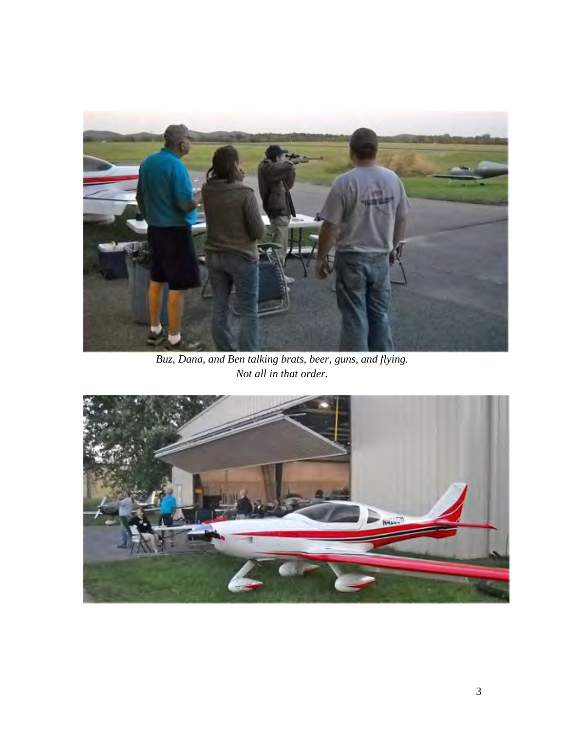*Buz, Dana, and Ben talking brats, beer, guns, and flying.*
*Not all in that order.*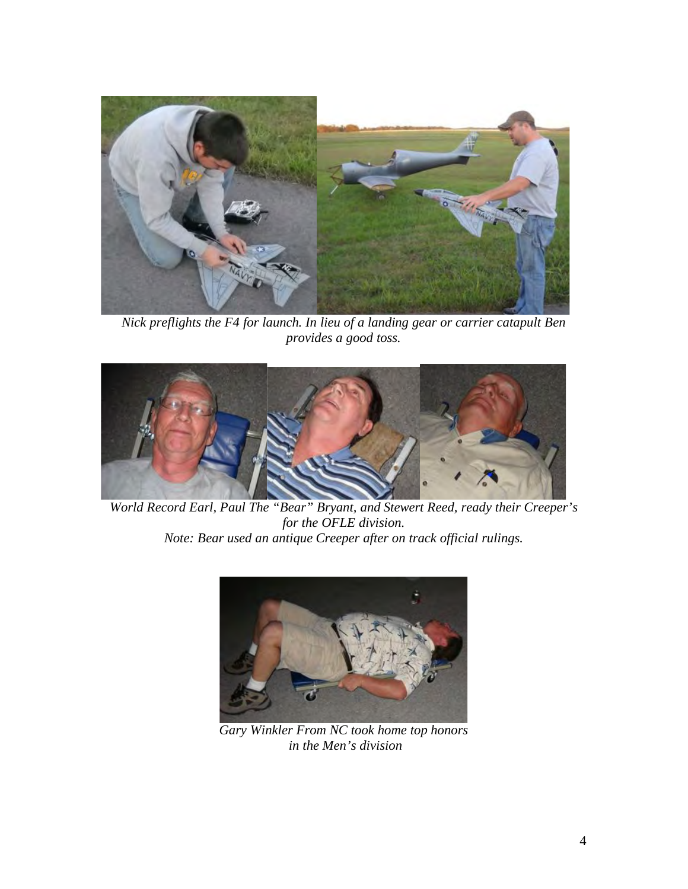*Nick preflights the F4 for launch. In lieu of a landing gear or carrier catapult Ben provides a good toss.*

*World Record Earl, Paul The "Bear" Bryant, and Stewert Reed, ready their Creeper's for the OFLE division.*
*Note: Bear used an antique Creeper after on track official rulings.*

*Gary Winkler From NC took home top honors in the Men's division*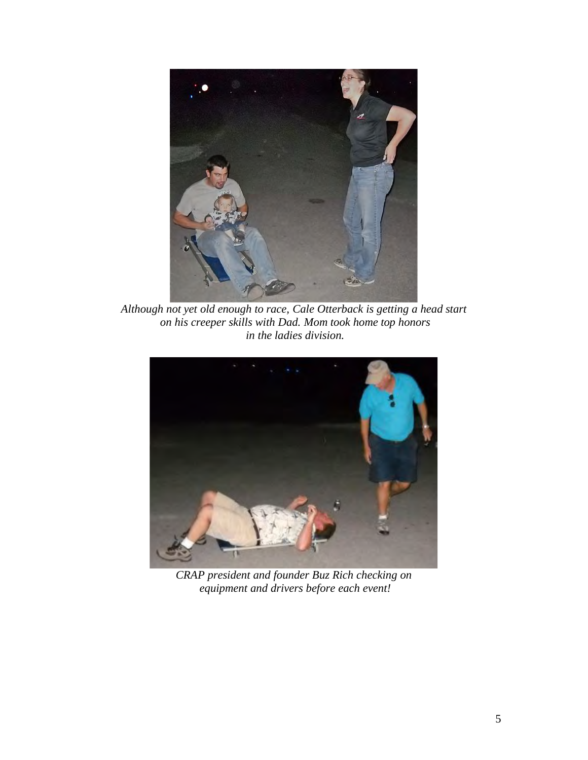*Although not yet old enough to race, Cale Otterback is getting a head start on his creeper skills with Dad. Mom took home top honors in the ladies division.*

*CRAP president and founder Buz Rich checking on equipment and drivers before each event!*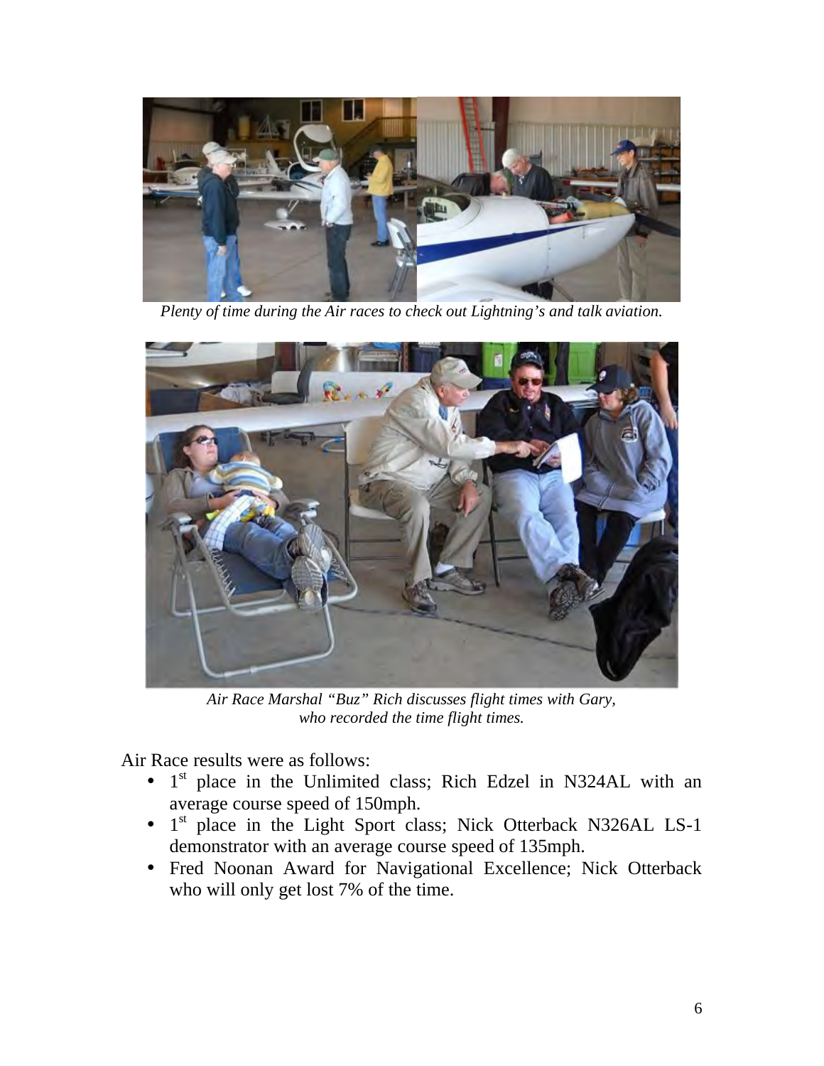*Plenty of time during the Air races to check out Lightning's and talk aviation.*

*Air Race Marshal "Buz" Rich discusses flight times with Gary, who recorded the time flight times.*

Air Race results were as follows:

- 1st place in the Unlimited class; Rich Edzel in N324AL with an average course speed of 150mph.
- 1st place in the Light Sport class; Nick Otterback N326AL LS-1 demonstrator with an average course speed of 135mph.
- Fred Noonan Award for Navigational Excellence; Nick Otterback who will only get lost 7% of the time.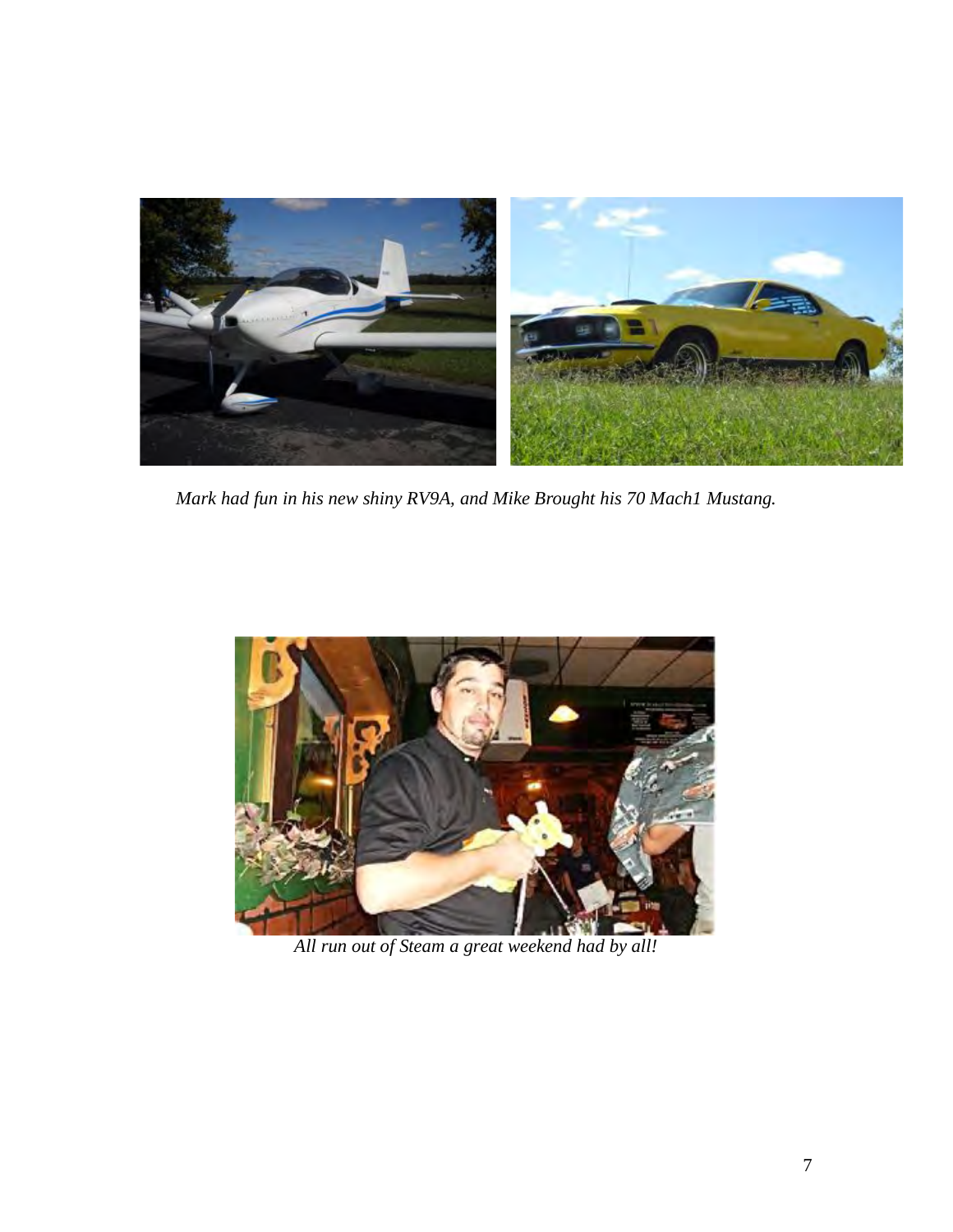*Mark had fun in his new shiny RV9A, and Mike Brought his 70 Mach1 Mustang.*

*All run out of Steam a great weekend had by all!*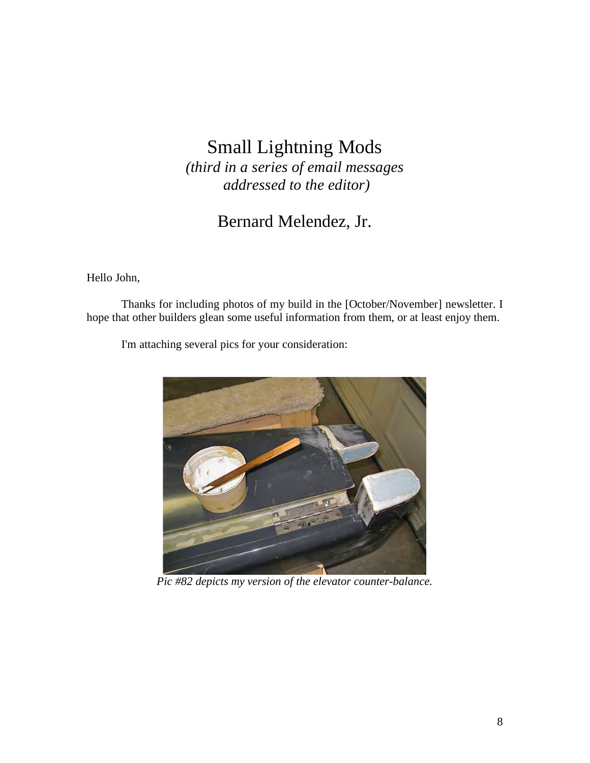# Small Lightning Mods

*(third in a series of email messages addressed to the editor)*

## Bernard Melendez, Jr.

Hello John,

Thanks for including photos of my build in the [October/November] newsletter. I hope that other builders glean some useful information from them, or at least enjoy them.

I'm attaching several pics for your consideration:

*Pic #82 depicts my version of the elevator counter-balance.*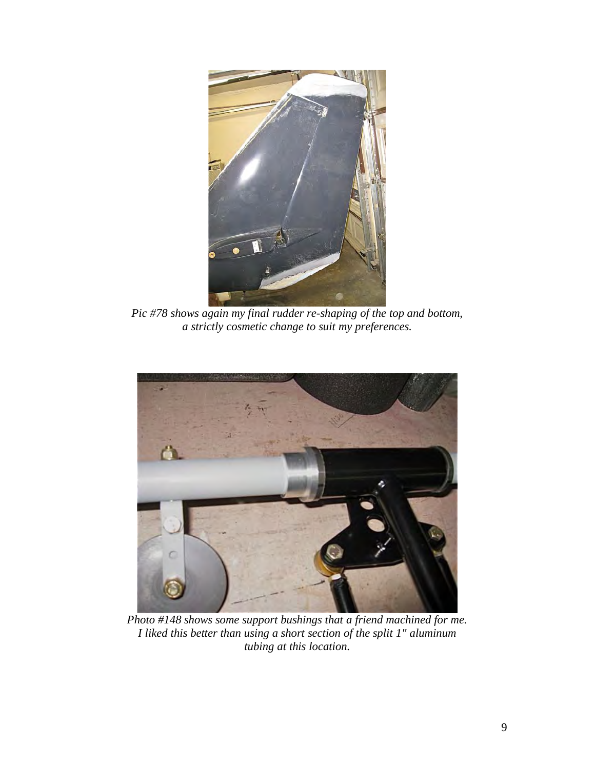*Pic #78 shows again my final rudder re-shaping of the top and bottom, a strictly cosmetic change to suit my preferences.*

*Photo #148 shows some support bushings that a friend machined for me. I liked this better than using a short section of the split 1" aluminum tubing at this location.*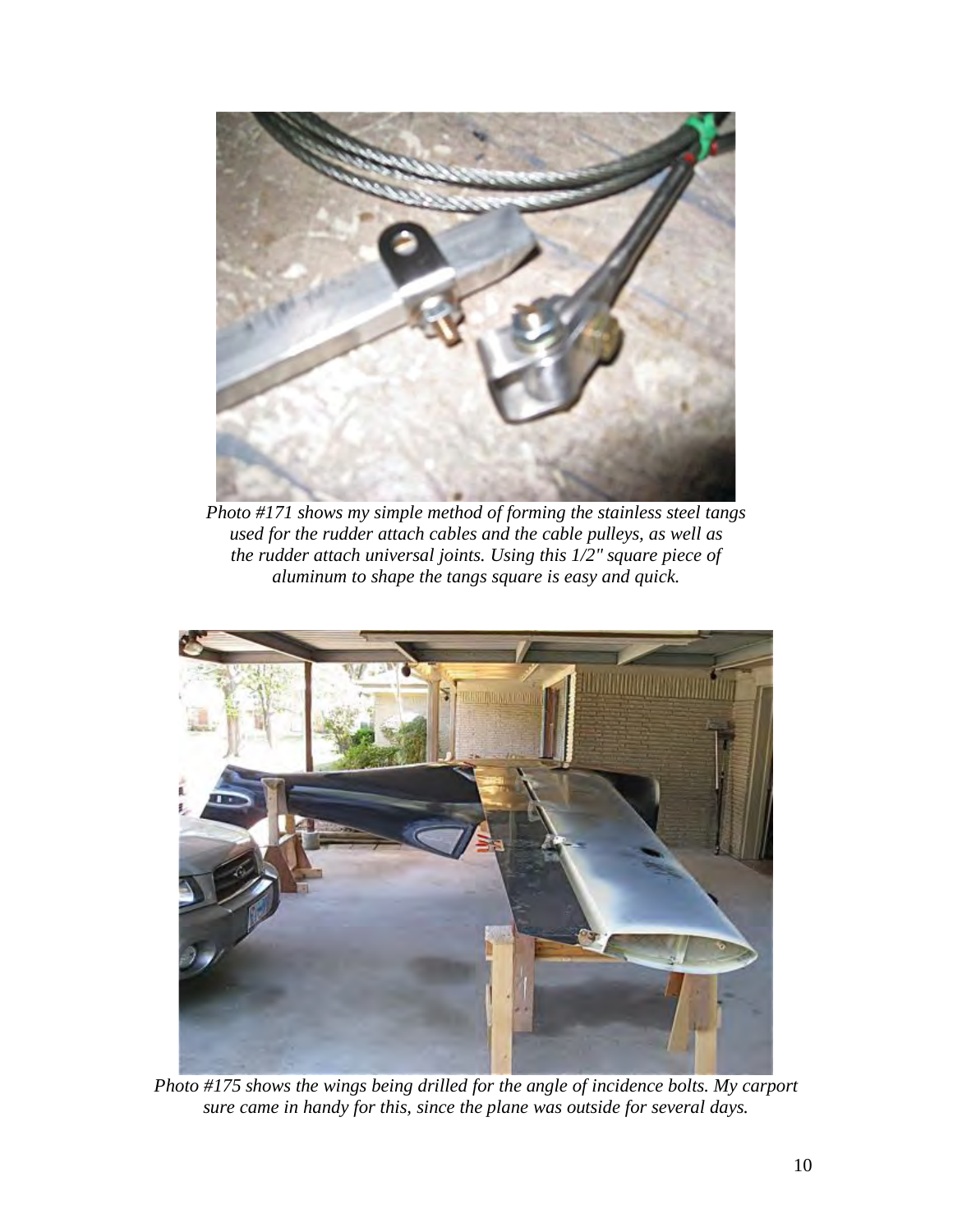*Photo #171 shows my simple method of forming the stainless steel tangs used for the rudder attach cables and the cable pulleys, as well as the rudder attach universal joints. Using this 1/2" square piece of aluminum to shape the tangs square is easy and quick.*

*Photo #175 shows the wings being drilled for the angle of incidence bolts. My carport sure came in handy for this, since the plane was outside for several days.*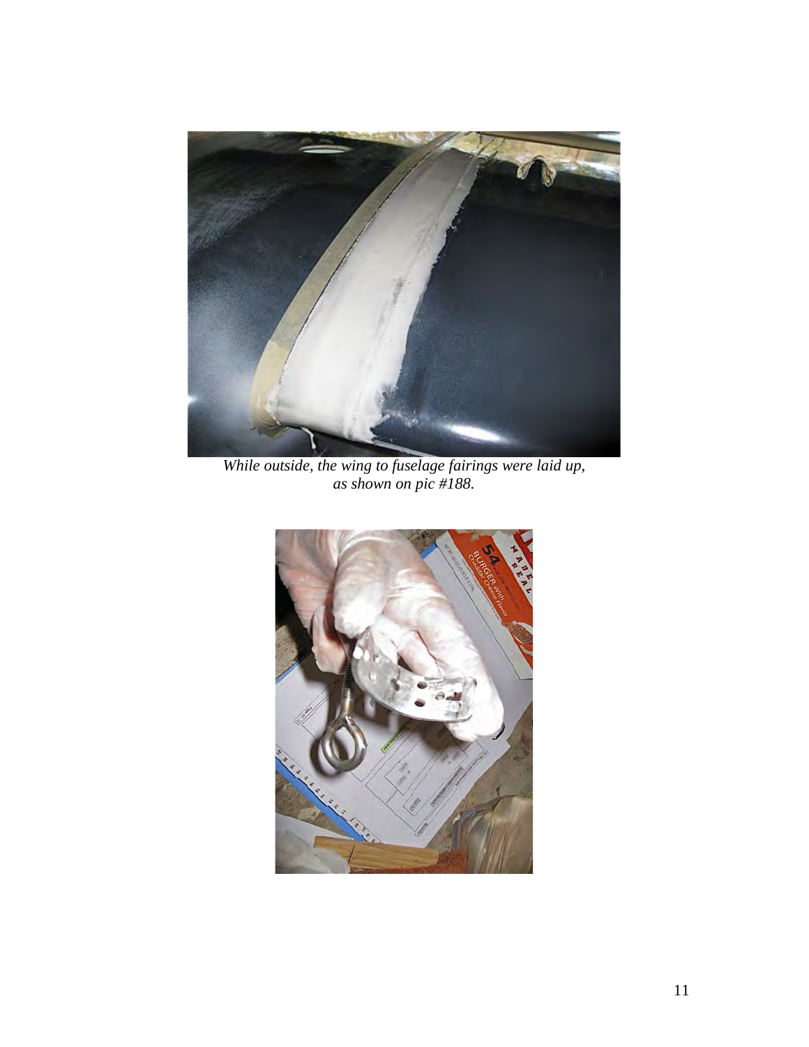*While outside, the wing to fuselage fairings were laid up, as shown on pic #188.*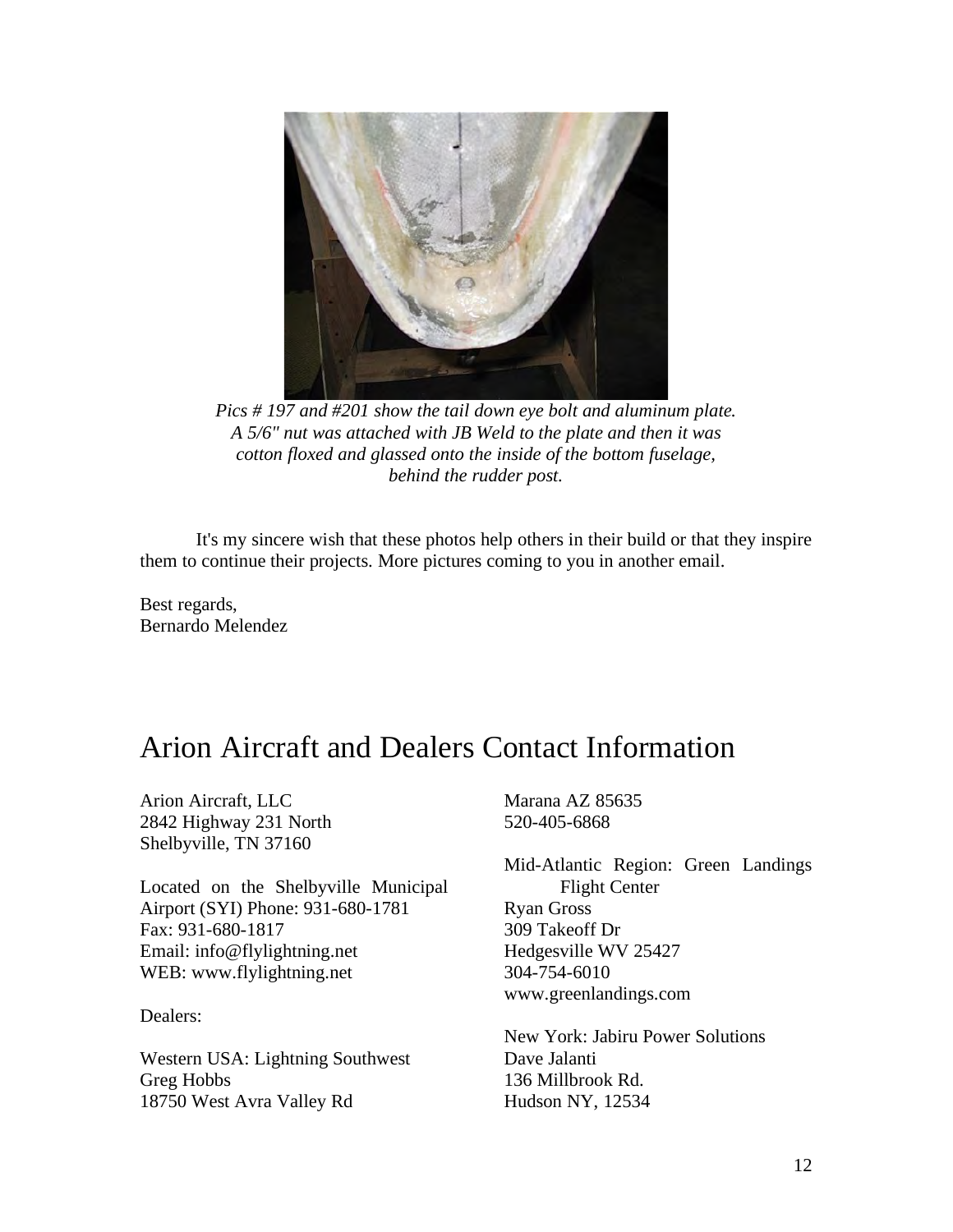*Pics # 197 and #201 show the tail down eye bolt and aluminum plate. A 5/6" nut was attached with JB Weld to the plate and then it was cotton floxed and glassed onto the inside of the bottom fuselage, behind the rudder post.*

It's my sincere wish that these photos help others in their build or that they inspire them to continue their projects. More pictures coming to you in another email.

Best regards,
Bernardo Melendez

# Arion Aircraft and Dealers Contact Information

Arion Aircraft, LLC
2842 Highway 231 North
Shelbyville, TN 37160

Located on the Shelbyville Municipal Airport (SYI) Phone: 931-680-1781
Fax: 931-680-1817
Email: info@flylightning.net
WEB: www.flylightning.net

Dealers:

Western USA: Lightning Southwest
Greg Hobbs
18750 West Avra Valley Rd
Marana AZ 85635
520-405-6868

Mid-Atlantic Region: Green Landings Flight Center
Ryan Gross
309 Takeoff Dr
Hedgesville WV 25427
304-754-6010
www.greenlandings.com

New York: Jabiru Power Solutions
Dave Jalanti
136 Millbrook Rd.
Hudson NY, 12534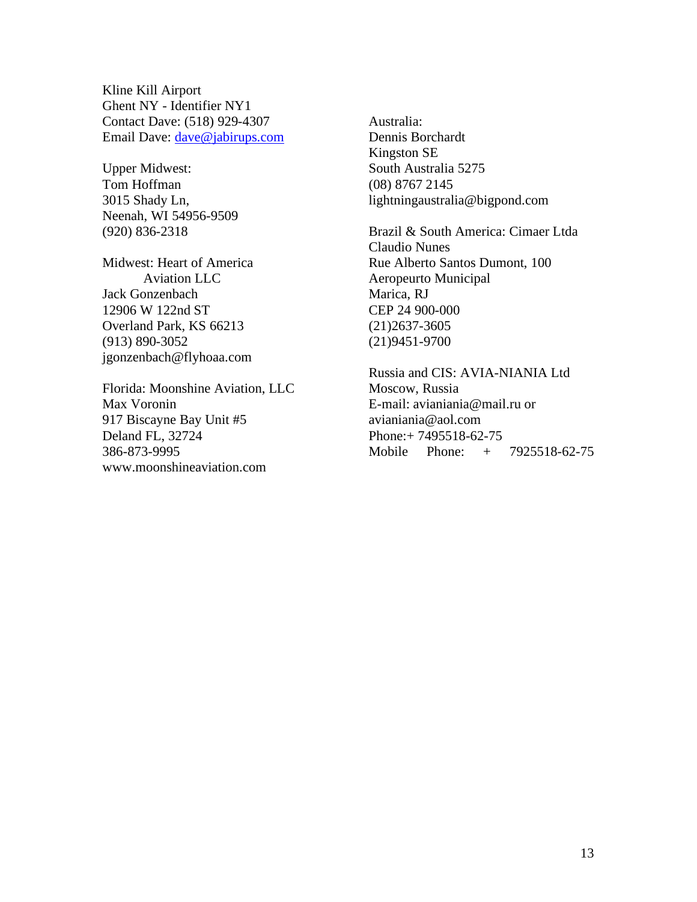Kline Kill Airport
Ghent NY - Identifier NY1
Contact Dave: (518) 929-4307
Email Dave: dave@jabirups.com

Upper Midwest:
Tom Hoffman
3015 Shady Ln,
Neenah, WI 54956-9509
(920) 836-2318

Midwest: Heart of America Aviation LLC
Jack Gonzenbach
12906 W 122nd ST
Overland Park, KS 66213
(913) 890-3052
jgonzenbach@flyhoaa.com

Florida: Moonshine Aviation, LLC
Max Voronin
917 Biscayne Bay Unit #5
Deland FL, 32724
386-873-9995
www.moonshineaviation.com

Australia:
Dennis Borchardt
Kingston SE
South Australia 5275
(08) 8767 2145
lightningaustralia@bigpond.com

Brazil & South America: Cimaer Ltda
Claudio Nunes
Rue Alberto Santos Dumont, 100
Aeropeurto Municipal
Marica, RJ
CEP 24 900-000
(21)2637-3605
(21)9451-9700

Russia and CIS: AVIA-NIANIA Ltd
Moscow, Russia
E-mail: avianiania@mail.ru or avianiania@aol.com
Phone:+ 7495518-62-75
Mobile Phone: + 7925518-62-75